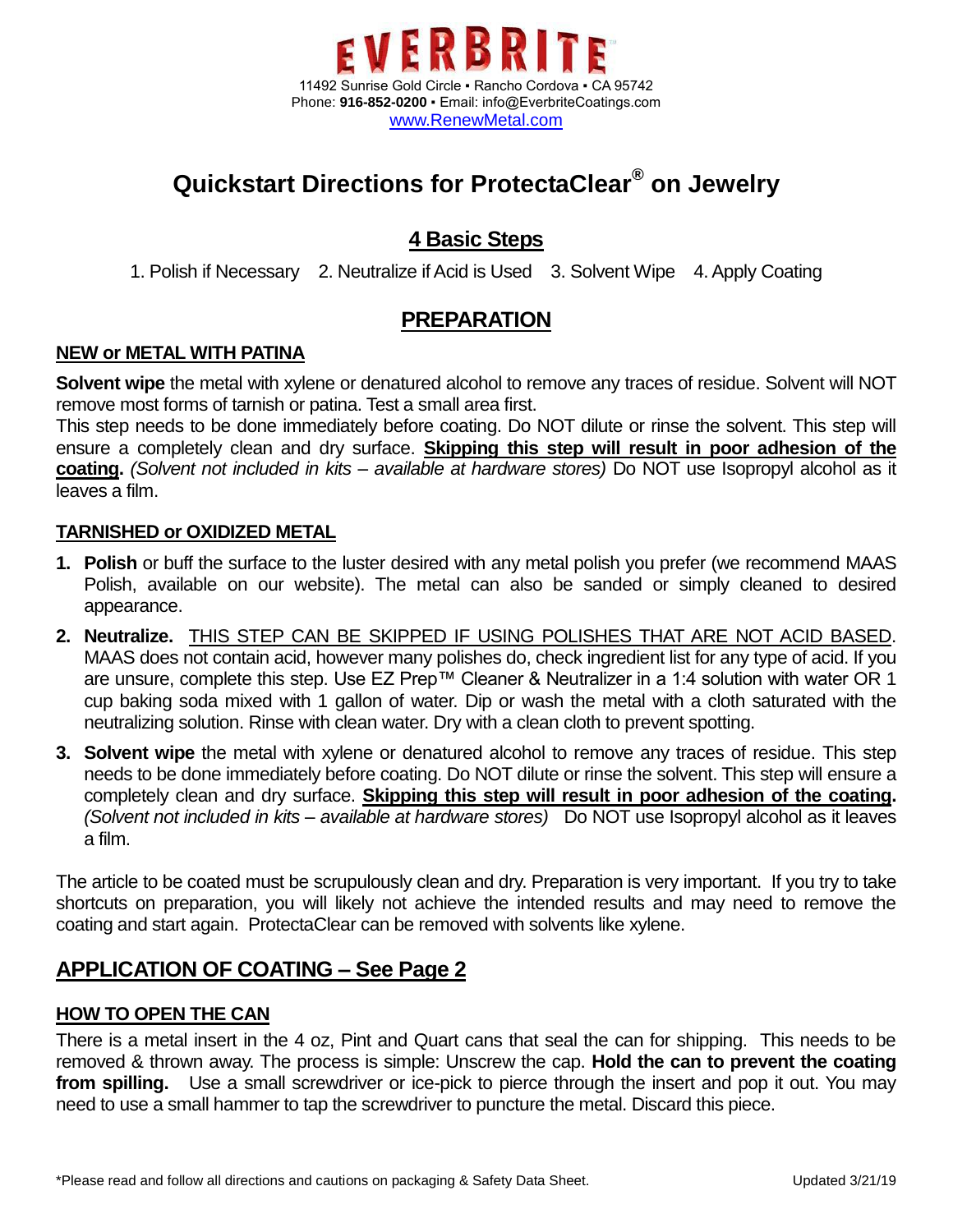EVERBRITE™

11492 Sunrise Gold Circle ▪ Rancho Cordova ▪ CA 95742
Phone: **916-852-0200** ▪ Email: info@EverbriteCoatings.com
www.RenewMetal.com

# Quickstart Directions for ProtectaClear® on Jewelry

## 4 Basic Steps

1. Polish if Necessary 2. Neutralize if Acid is Used 3. Solvent Wipe 4. Apply Coating

## PREPARATION

### NEW or METAL WITH PATINA

**Solvent wipe** the metal with xylene or denatured alcohol to remove any traces of residue. Solvent will NOT remove most forms of tarnish or patina. Test a small area first.
This step needs to be done immediately before coating. Do NOT dilute or rinse the solvent. This step will ensure a completely clean and dry surface. **Skipping this step will result in poor adhesion of the coating.** *(Solvent not included in kits – available at hardware stores)* Do NOT use Isopropyl alcohol as it leaves a film.

### TARNISHED or OXIDIZED METAL

1. **Polish** or buff the surface to the luster desired with any metal polish you prefer (we recommend MAAS Polish, available on our website). The metal can also be sanded or simply cleaned to desired appearance.
2. **Neutralize.** THIS STEP CAN BE SKIPPED IF USING POLISHES THAT ARE NOT ACID BASED. MAAS does not contain acid, however many polishes do, check ingredient list for any type of acid. If you are unsure, complete this step. Use EZ Prep™ Cleaner & Neutralizer in a 1:4 solution with water OR 1 cup baking soda mixed with 1 gallon of water. Dip or wash the metal with a cloth saturated with the neutralizing solution. Rinse with clean water. Dry with a clean cloth to prevent spotting.
3. **Solvent wipe** the metal with xylene or denatured alcohol to remove any traces of residue. This step needs to be done immediately before coating. Do NOT dilute or rinse the solvent. This step will ensure a completely clean and dry surface. **Skipping this step will result in poor adhesion of the coating.** *(Solvent not included in kits – available at hardware stores)* Do NOT use Isopropyl alcohol as it leaves a film.

The article to be coated must be scrupulously clean and dry. Preparation is very important. If you try to take shortcuts on preparation, you will likely not achieve the intended results and may need to remove the coating and start again. ProtectaClear can be removed with solvents like xylene.

## APPLICATION OF COATING – See Page 2

### HOW TO OPEN THE CAN

There is a metal insert in the 4 oz, Pint and Quart cans that seal the can for shipping. This needs to be removed & thrown away. The process is simple: Unscrew the cap. **Hold the can to prevent the coating from spilling.** Use a small screwdriver or ice-pick to pierce through the insert and pop it out. You may need to use a small hammer to tap the screwdriver to puncture the metal. Discard this piece.

*Please read and follow all directions and cautions on packaging & Safety Data Sheet.

Updated 3/21/19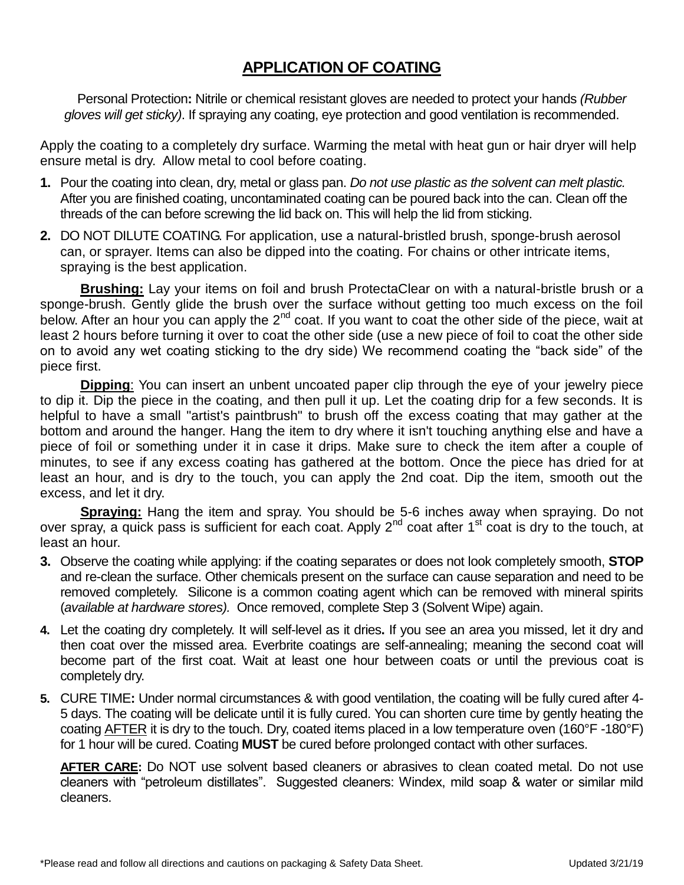# APPLICATION OF COATING

Personal Protection**:** Nitrile or chemical resistant gloves are needed to protect your hands *(Rubber gloves will get sticky)*. If spraying any coating, eye protection and good ventilation is recommended.

Apply the coating to a completely dry surface. Warming the metal with heat gun or hair dryer will help ensure metal is dry. Allow metal to cool before coating.

1. Pour the coating into clean, dry, metal or glass pan. *Do not use plastic as the solvent can melt plastic.* After you are finished coating, uncontaminated coating can be poured back into the can. Clean off the threads of the can before screwing the lid back on. This will help the lid from sticking.
2. DO NOT DILUTE COATING. For application, use a natural-bristled brush, sponge-brush aerosol can, or sprayer. Items can also be dipped into the coating. For chains or other intricate items, spraying is the best application.

**Brushing:** Lay your items on foil and brush ProtectaClear on with a natural-bristle brush or a sponge-brush. Gently glide the brush over the surface without getting too much excess on the foil below. After an hour you can apply the 2nd coat. If you want to coat the other side of the piece, wait at least 2 hours before turning it over to coat the other side (use a new piece of foil to coat the other side on to avoid any wet coating sticking to the dry side) We recommend coating the "back side" of the piece first.

**Dipping**: You can insert an unbent uncoated paper clip through the eye of your jewelry piece to dip it. Dip the piece in the coating, and then pull it up. Let the coating drip for a few seconds. It is helpful to have a small "artist's paintbrush" to brush off the excess coating that may gather at the bottom and around the hanger. Hang the item to dry where it isn't touching anything else and have a piece of foil or something under it in case it drips. Make sure to check the item after a couple of minutes, to see if any excess coating has gathered at the bottom. Once the piece has dried for at least an hour, and is dry to the touch, you can apply the 2nd coat. Dip the item, smooth out the excess, and let it dry.

**Spraying:** Hang the item and spray. You should be 5-6 inches away when spraying. Do not over spray, a quick pass is sufficient for each coat. Apply 2nd coat after 1st coat is dry to the touch, at least an hour.

3. Observe the coating while applying: if the coating separates or does not look completely smooth, **STOP** and re-clean the surface. Other chemicals present on the surface can cause separation and need to be removed completely. Silicone is a common coating agent which can be removed with mineral spirits (*available at hardware stores).* Once removed, complete Step 3 (Solvent Wipe) again.
4. Let the coating dry completely. It will self-level as it dries**.** If you see an area you missed, let it dry and then coat over the missed area. Everbrite coatings are self-annealing; meaning the second coat will become part of the first coat. Wait at least one hour between coats or until the previous coat is completely dry.
5. CURE TIME**:** Under normal circumstances & with good ventilation, the coating will be fully cured after 4-5 days. The coating will be delicate until it is fully cured. You can shorten cure time by gently heating the coating AFTER it is dry to the touch. Dry, coated items placed in a low temperature oven (160°F -180°F) for 1 hour will be cured. Coating **MUST** be cured before prolonged contact with other surfaces.

**AFTER CARE:** Do NOT use solvent based cleaners or abrasives to clean coated metal. Do not use cleaners with "petroleum distillates". Suggested cleaners: Windex, mild soap & water or similar mild cleaners.

*Please read and follow all directions and cautions on packaging & Safety Data Sheet. Updated 3/21/19